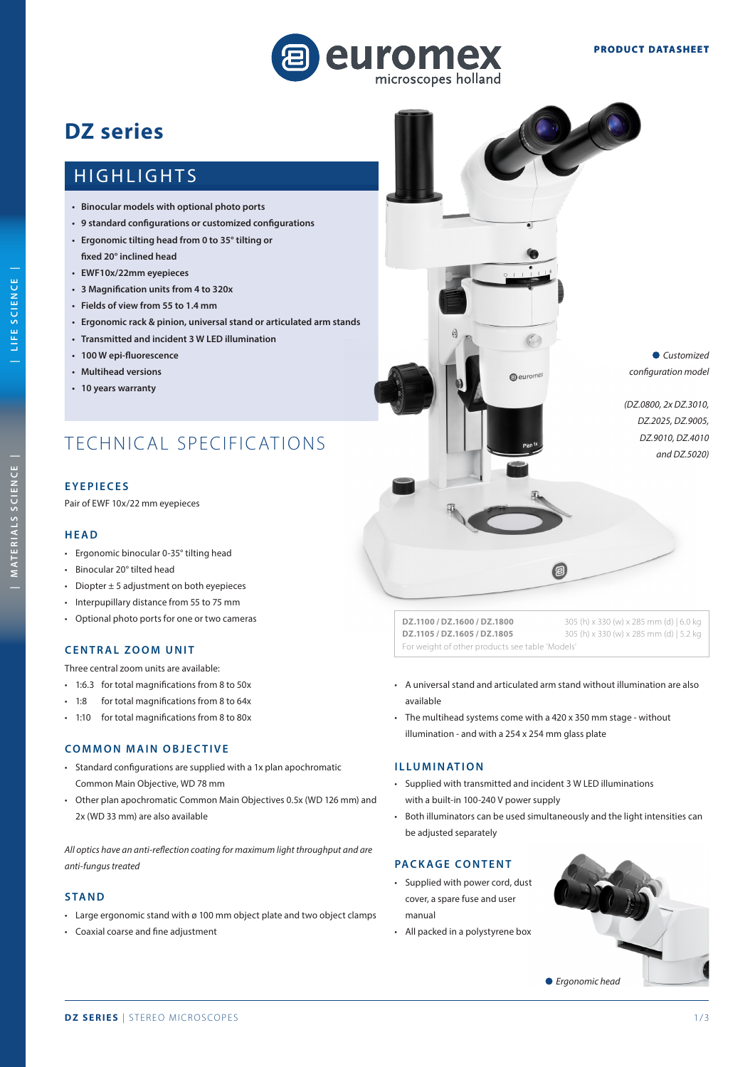# DZ series

## HIGHLIGHTS

- **Binocular models with optional photo ports**
- **9 standard configurations or customized configurations**
- **Ergonomic tilting head from 0 to 35° tilting or fixed 20° inclined head**
- **EWF10x/22mm eyepieces**
- **3 Magnification units from 4 to 320x**
- **Fields of view from 55 to 1.4 mm**
- **Ergonomic rack & pinion, universal stand or articulated arm stands**
- **Transmitted and incident 3 W LED illumination**
- **100 W epi-fluorescence**
- **Multihead versions**
- **10 years warranty**

*Customized configuration model*

*(DZ.0800, 2x DZ.3010, DZ.2025, DZ.9005, DZ.9010, DZ.4010 and DZ.5020)*

## TECHNICAL SPECIFICATIONS

### EYEPIECES

Pair of EWF 10x/22 mm eyepieces

### HEAD

- Ergonomic binocular 0-35° tilting head
- Binocular 20° tilted head
- Diopter ± 5 adjustment on both eyepieces
- Interpupillary distance from 55 to 75 mm
- Optional photo ports for one or two cameras

### CENTRAL ZOOM UNIT

Three central zoom units are available:

- 1:6.3 for total magnifications from 8 to 50x
- 1:8 for total magnifications from 8 to 64x
- 1:10 for total magnifications from 8 to 80x

### COMMON MAIN OBJECTIVE

- Standard configurations are supplied with a 1x plan apochromatic Common Main Objective, WD 78 mm
- Other plan apochromatic Common Main Objectives 0.5x (WD 126 mm) and 2x (WD 33 mm) are also available

*All optics have an anti-reflection coating for maximum light throughput and are anti-fungus treated*

### STAND

- Large ergonomic stand with ø 100 mm object plate and two object clamps
- Coaxial coarse and fine adjustment

| | |
|---|---|
| **DZ.1100 / DZ.1600 / DZ.1800** | 305 (h) x 330 (w) x 285 mm (d) \| 6.0 kg |
| **DZ.1105 / DZ.1605 / DZ.1805** | 305 (h) x 330 (w) x 285 mm (d) \| 5.2 kg |

For weight of other products see table 'Models'

- A universal stand and articulated arm stand without illumination are also available
- The multihead systems come with a 420 x 350 mm stage - without illumination - and with a 254 x 254 mm glass plate

### ILLUMINATION

- Supplied with transmitted and incident 3 W LED illuminations with a built-in 100-240 V power supply
- Both illuminators can be used simultaneously and the light intensities can be adjusted separately

### PACKAGE CONTENT

- Supplied with power cord, dust cover, a spare fuse and user manual
- All packed in a polystyrene box

*Ergonomic head*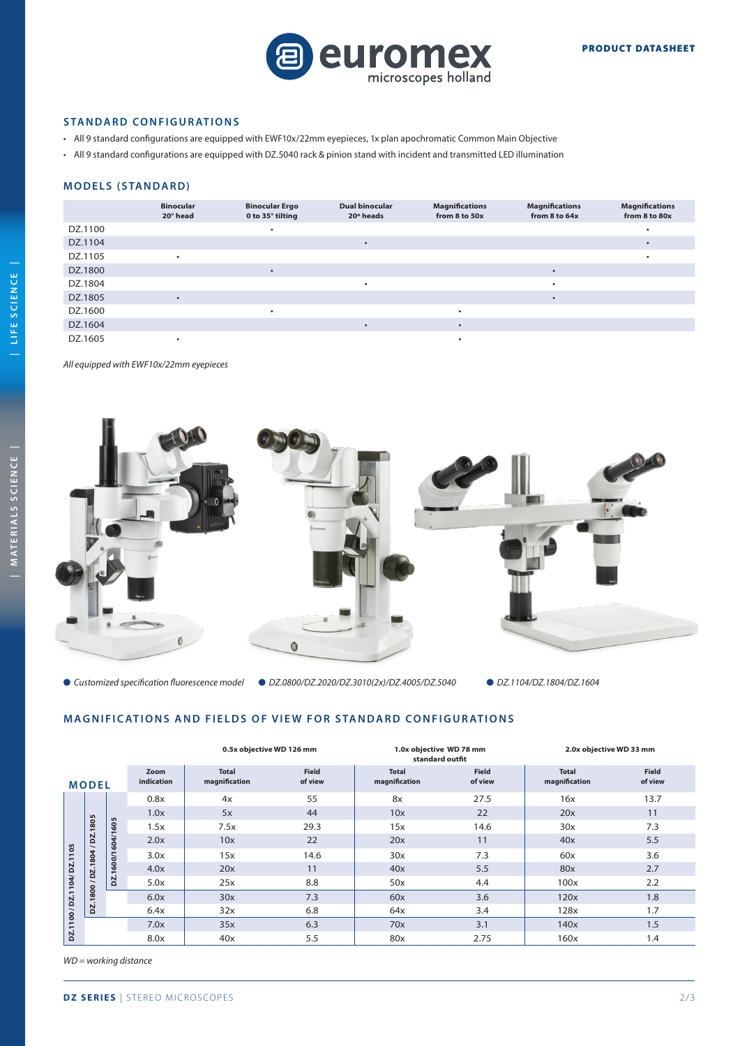## STANDARD CONFIGURATIONS

- All 9 standard configurations are equipped with EWF10x/22mm eyepieces, 1x plan apochromatic Common Main Objective
- All 9 standard configurations are equipped with DZ.5040 rack & pinion stand with incident and transmitted LED illumination

## MODELS (STANDARD)

| | Binocular 20° head | Binocular Ergo 0 to 35° tilting | Dual binocular 20° heads | Magnifications from 8 to 50x | Magnifications from 8 to 64x | Magnifications from 8 to 80x |
|---|---|---|---|---|---|---|
| DZ.1100 | | • | | | | • |
| DZ.1104 | | | • | | | • |
| DZ.1105 | • | | | | | • |
| DZ.1800 | | • | | | • | |
| DZ.1804 | | | • | | • | |
| DZ.1805 | • | | | | • | |
| DZ.1600 | | • | | • | | |
| DZ.1604 | | | • | • | | |
| DZ.1605 | • | | | • | | |

*All equipped with EWF10x/22mm eyepieces*

● *Customized specification fluorescence model* ● *DZ.0800/DZ.2020/DZ.3010(2x)/DZ.4005/DZ.5040* ● *DZ.1104/DZ.1804/DZ.1604*

## MAGNIFICATIONS AND FIELDS OF VIEW FOR STANDARD CONFIGURATIONS

| MODEL | | | | 0.5x objective WD 126 mm | | 1.0x objective WD 78 mm standard outfit | | 2.0x objective WD 33 mm | |
|---|---|---|---|---|---|---|---|---|---|
| | | | Zoom indication | Total magnification | Field of view | Total magnification | Field of view | Total magnification | Field of view |
| DZ.1100 / DZ.1104 / DZ.1105 | DZ.1800 / DZ.1804 / DZ.1805 | DZ.1600/1604/1605 | 0.8x | 4x | 55 | 8x | 27.5 | 16x | 13.7 |
| | | | 1.0x | 5x | 44 | 10x | 22 | 20x | 11 |
| | | | 1.5x | 7.5x | 29.3 | 15x | 14.6 | 30x | 7.3 |
| | | | 2.0x | 10x | 22 | 20x | 11 | 40x | 5.5 |
| | | | 3.0x | 15x | 14.6 | 30x | 7.3 | 60x | 3.6 |
| | | | 4.0x | 20x | 11 | 40x | 5.5 | 80x | 2.7 |
| | | | 5.0x | 25x | 8.8 | 50x | 4.4 | 100x | 2.2 |
| | | | 6.0x | 30x | 7.3 | 60x | 3.6 | 120x | 1.8 |
| | | | 6.4x | 32x | 6.8 | 64x | 3.4 | 128x | 1.7 |
| | | | 7.0x | 35x | 6.3 | 70x | 3.1 | 140x | 1.5 |
| | | | 8.0x | 40x | 5.5 | 80x | 2.75 | 160x | 1.4 |

*WD = working distance*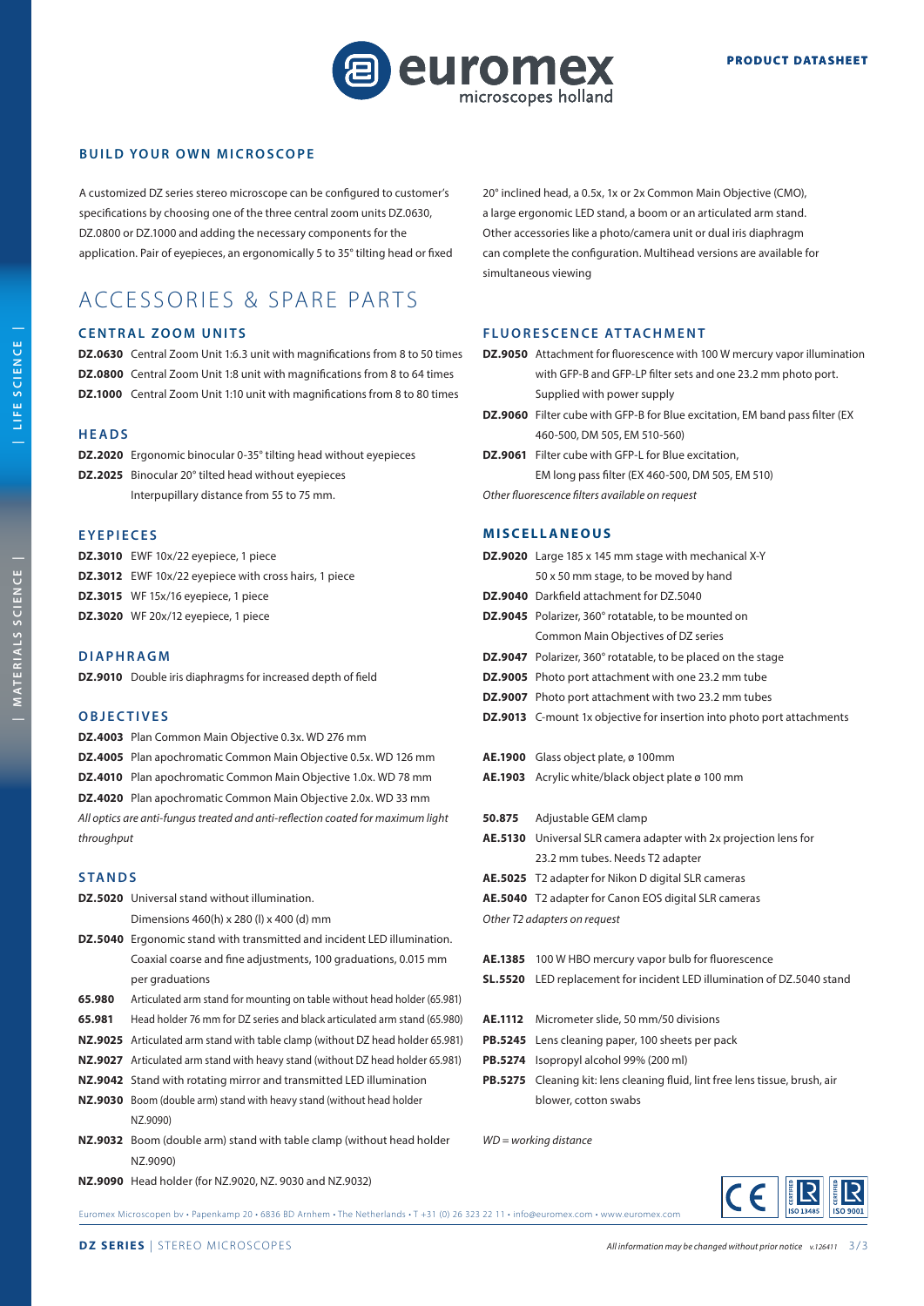## BUILD YOUR OWN MICROSCOPE

A customized DZ series stereo microscope can be configured to customer's specifications by choosing one of the three central zoom units DZ.0630, DZ.0800 or DZ.1000 and adding the necessary components for the application. Pair of eyepieces, an ergonomically 5 to 35° tilting head or fixed 20° inclined head, a 0.5x, 1x or 2x Common Main Objective (CMO), a large ergonomic LED stand, a boom or an articulated arm stand. Other accessories like a photo/camera unit or dual iris diaphragm can complete the configuration. Multihead versions are available for simultaneous viewing

# ACCESSORIES & SPARE PARTS

### CENTRAL ZOOM UNITS

**DZ.0630** Central Zoom Unit 1:6.3 unit with magnifications from 8 to 50 times
**DZ.0800** Central Zoom Unit 1:8 unit with magnifications from 8 to 64 times
**DZ.1000** Central Zoom Unit 1:10 unit with magnifications from 8 to 80 times

### HEADS

**DZ.2020** Ergonomic binocular 0-35° tilting head without eyepieces
**DZ.2025** Binocular 20° tilted head without eyepieces
Interpupillary distance from 55 to 75 mm.

### EYEPIECES

**DZ.3010** EWF 10x/22 eyepiece, 1 piece
**DZ.3012** EWF 10x/22 eyepiece with cross hairs, 1 piece
**DZ.3015** WF 15x/16 eyepiece, 1 piece
**DZ.3020** WF 20x/12 eyepiece, 1 piece

### DIAPHRAGM

**DZ.9010** Double iris diaphragms for increased depth of field

### OBJECTIVES

**DZ.4003** Plan Common Main Objective 0.3x. WD 276 mm
**DZ.4005** Plan apochromatic Common Main Objective 0.5x. WD 126 mm
**DZ.4010** Plan apochromatic Common Main Objective 1.0x. WD 78 mm
**DZ.4020** Plan apochromatic Common Main Objective 2.0x. WD 33 mm
*All optics are anti-fungus treated and anti-reflection coated for maximum light throughput*

### STANDS

**DZ.5020** Universal stand without illumination.
Dimensions 460(h) x 280 (l) x 400 (d) mm
**DZ.5040** Ergonomic stand with transmitted and incident LED illumination.
Coaxial coarse and fine adjustments, 100 graduations, 0.015 mm per graduations
**65.980** Articulated arm stand for mounting on table without head holder (65.981)
**65.981** Head holder 76 mm for DZ series and black articulated arm stand (65.980)
**NZ.9025** Articulated arm stand with table clamp (without DZ head holder 65.981)
**NZ.9027** Articulated arm stand with heavy stand (without DZ head holder 65.981)
**NZ.9042** Stand with rotating mirror and transmitted LED illumination
**NZ.9030** Boom (double arm) stand with heavy stand (without head holder NZ.9090)
**NZ.9032** Boom (double arm) stand with table clamp (without head holder NZ.9090)
**NZ.9090** Head holder (for NZ.9020, NZ. 9030 and NZ.9032)

### FLUORESCENCE ATTACHMENT

**DZ.9050** Attachment for fluorescence with 100 W mercury vapor illumination with GFP-B and GFP-LP filter sets and one 23.2 mm photo port. Supplied with power supply
**DZ.9060** Filter cube with GFP-B for Blue excitation, EM band pass filter (EX 460-500, DM 505, EM 510-560)
**DZ.9061** Filter cube with GFP-L for Blue excitation,
EM long pass filter (EX 460-500, DM 505, EM 510)
*Other fluorescence filters available on request*

### MISCELLANEOUS

**DZ.9020** Large 185 x 145 mm stage with mechanical X-Y
50 x 50 mm stage, to be moved by hand
**DZ.9040** Darkfield attachment for DZ.5040
**DZ.9045** Polarizer, 360° rotatable, to be mounted on
Common Main Objectives of DZ series
**DZ.9047** Polarizer, 360° rotatable, to be placed on the stage
**DZ.9005** Photo port attachment with one 23.2 mm tube
**DZ.9007** Photo port attachment with two 23.2 mm tubes
**DZ.9013** C-mount 1x objective for insertion into photo port attachments

**AE.1900** Glass object plate, ø 100mm
**AE.1903** Acrylic white/black object plate ø 100 mm

**50.875** Adjustable GEM clamp
**AE.5130** Universal SLR camera adapter with 2x projection lens for
23.2 mm tubes. Needs T2 adapter
**AE.5025** T2 adapter for Nikon D digital SLR cameras
**AE.5040** T2 adapter for Canon EOS digital SLR cameras
*Other T2 adapters on request*

**AE.1385** 100 W HBO mercury vapor bulb for fluorescence
**SL.5520** LED replacement for incident LED illumination of DZ.5040 stand

**AE.1112** Micrometer slide, 50 mm/50 divisions
**PB.5245** Lens cleaning paper, 100 sheets per pack
**PB.5274** Isopropyl alcohol 99% (200 ml)
**PB.5275** Cleaning kit: lens cleaning fluid, lint free lens tissue, brush, air blower, cotton swabs

*WD = working distance*

Euromex Microscopen bv • Papenkamp 20 • 6836 BD Arnhem • The Netherlands • T +31 (0) 26 323 22 11 • info@euromex.com • www.euromex.com